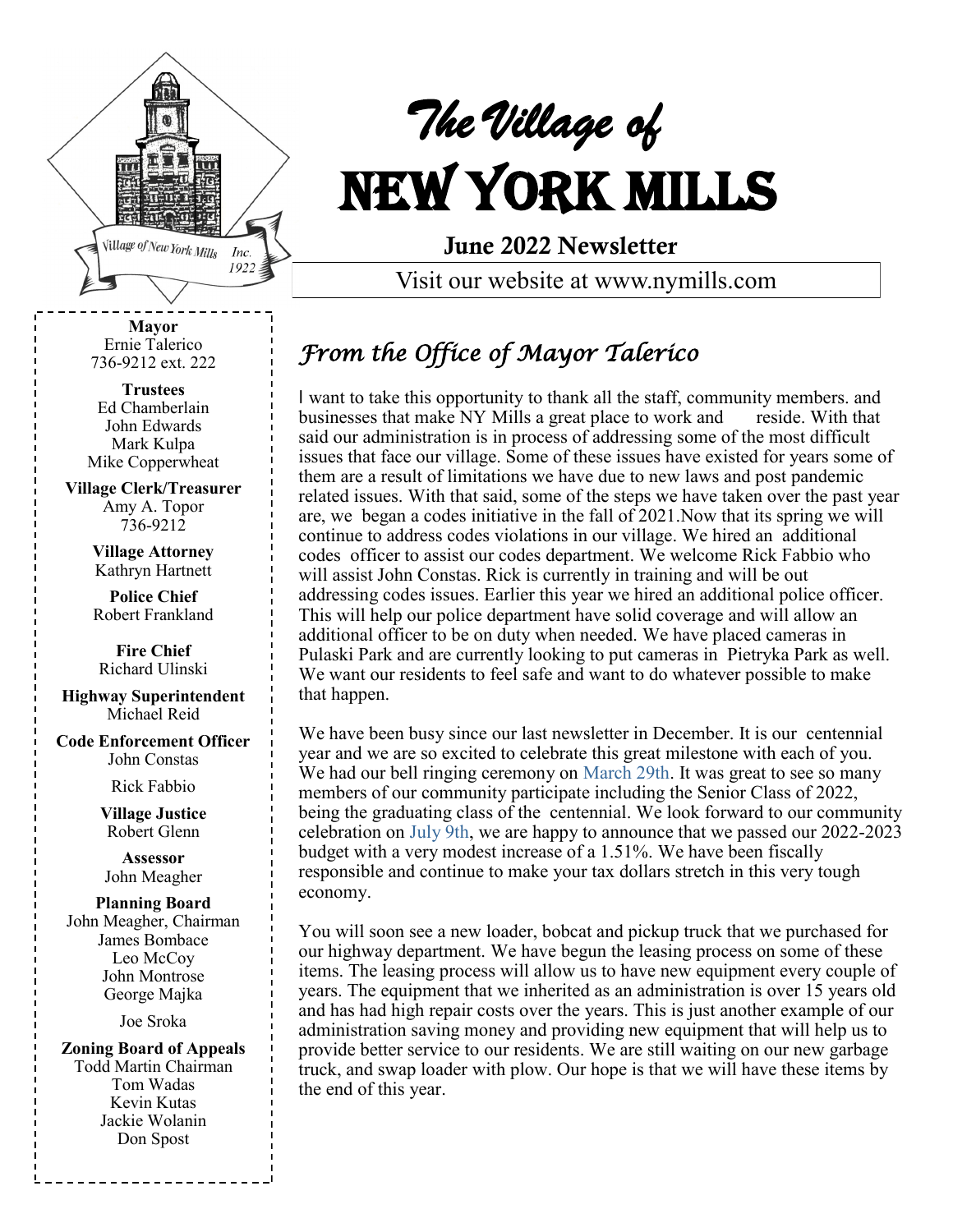# *The Village of* NEW YORK MILLS

**June 2022 Newsletter**

Visit our website at www.nymills.com

**Mayor**
Ernie Talerico
736-9212 ext. 222

**Trustees**
Ed Chamberlain
John Edwards
Mark Kulpa
Mike Copperwheat

**Village Clerk/Treasurer**
Amy A. Topor
736-9212

**Village Attorney**
Kathryn Hartnett

**Police Chief**
Robert Frankland

**Fire Chief**
Richard Ulinski

**Highway Superintendent**
Michael Reid

**Code Enforcement Officer**
John Constas

Rick Fabbio

**Village Justice**
Robert Glenn

**Assessor**
John Meagher

**Planning Board**
John Meagher, Chairman
James Bombace
Leo McCoy
John Montrose
George Majka

Joe Sroka

**Zoning Board of Appeals**
Todd Martin Chairman
Tom Wadas
Kevin Kutas
Jackie Wolanin
Don Spost

## *From the Office of Mayor Talerico*

I want to take this opportunity to thank all the staff, community members. and businesses that make NY Mills a great place to work and reside. With that said our administration is in process of addressing some of the most difficult issues that face our village. Some of these issues have existed for years some of them are a result of limitations we have due to new laws and post pandemic related issues. With that said, some of the steps we have taken over the past year are, we began a codes initiative in the fall of 2021.Now that its spring we will continue to address codes violations in our village. We hired an additional codes officer to assist our codes department. We welcome Rick Fabbio who will assist John Constas. Rick is currently in training and will be out addressing codes issues. Earlier this year we hired an additional police officer. This will help our police department have solid coverage and will allow an additional officer to be on duty when needed. We have placed cameras in Pulaski Park and are currently looking to put cameras in Pietryka Park as well. We want our residents to feel safe and want to do whatever possible to make that happen.

We have been busy since our last newsletter in December. It is our centennial year and we are so excited to celebrate this great milestone with each of you. We had our bell ringing ceremony on March 29th. It was great to see so many members of our community participate including the Senior Class of 2022, being the graduating class of the centennial. We look forward to our community celebration on July 9th, we are happy to announce that we passed our 2022-2023 budget with a very modest increase of a 1.51%. We have been fiscally responsible and continue to make your tax dollars stretch in this very tough economy.

You will soon see a new loader, bobcat and pickup truck that we purchased for our highway department. We have begun the leasing process on some of these items. The leasing process will allow us to have new equipment every couple of years. The equipment that we inherited as an administration is over 15 years old and has had high repair costs over the years. This is just another example of our administration saving money and providing new equipment that will help us to provide better service to our residents. We are still waiting on our new garbage truck, and swap loader with plow. Our hope is that we will have these items by the end of this year.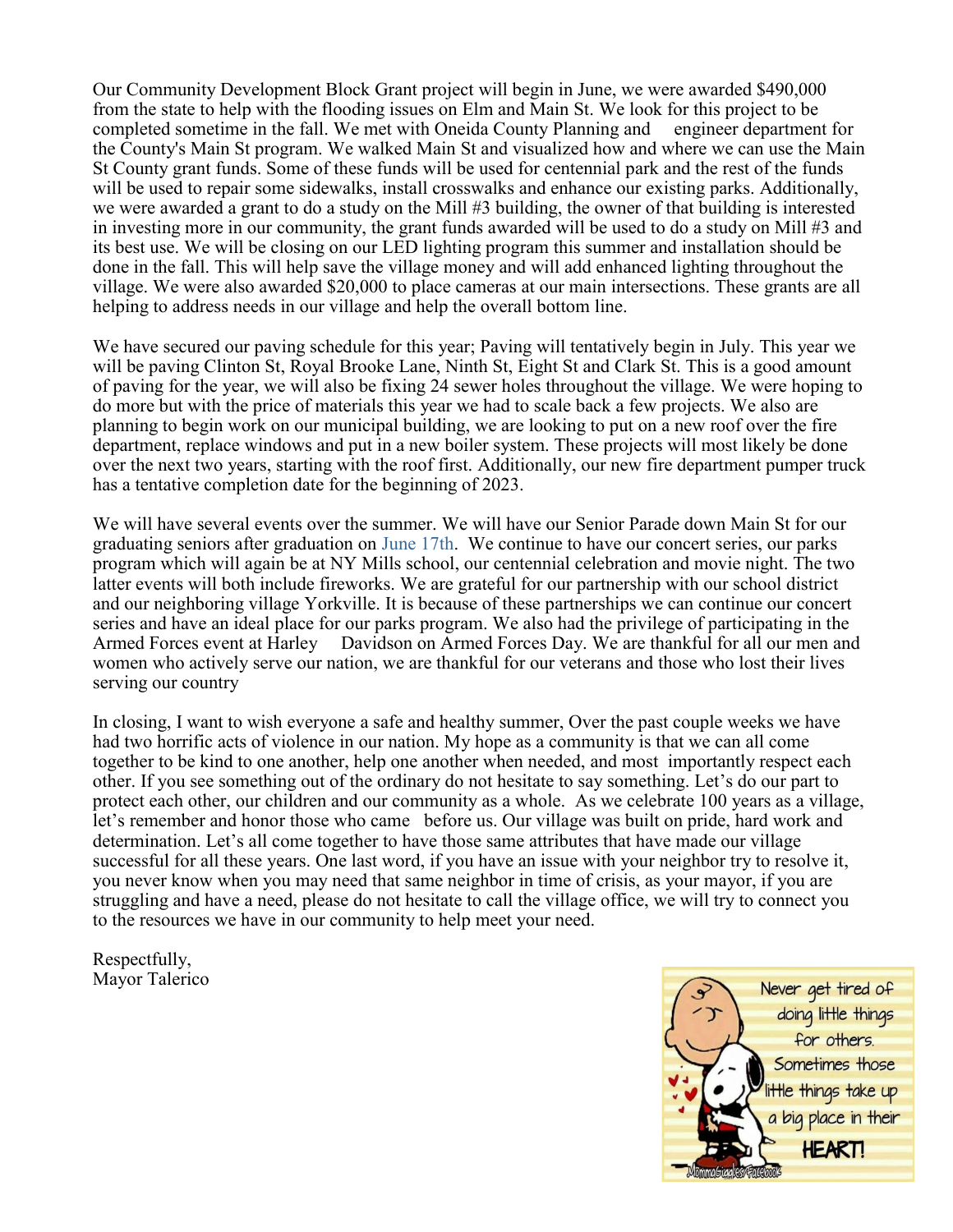Our Community Development Block Grant project will begin in June, we were awarded $490,000 from the state to help with the flooding issues on Elm and Main St. We look for this project to be completed sometime in the fall. We met with Oneida County Planning and engineer department for the County's Main St program. We walked Main St and visualized how and where we can use the Main St County grant funds. Some of these funds will be used for centennial park and the rest of the funds will be used to repair some sidewalks, install crosswalks and enhance our existing parks. Additionally, we were awarded a grant to do a study on the Mill #3 building, the owner of that building is interested in investing more in our community, the grant funds awarded will be used to do a study on Mill #3 and its best use. We will be closing on our LED lighting program this summer and installation should be done in the fall. This will help save the village money and will add enhanced lighting throughout the village. We were also awarded $20,000 to place cameras at our main intersections. These grants are all helping to address needs in our village and help the overall bottom line.

We have secured our paving schedule for this year; Paving will tentatively begin in July. This year we will be paving Clinton St, Royal Brooke Lane, Ninth St, Eight St and Clark St. This is a good amount of paving for the year, we will also be fixing 24 sewer holes throughout the village. We were hoping to do more but with the price of materials this year we had to scale back a few projects. We also are planning to begin work on our municipal building, we are looking to put on a new roof over the fire department, replace windows and put in a new boiler system. These projects will most likely be done over the next two years, starting with the roof first. Additionally, our new fire department pumper truck has a tentative completion date for the beginning of 2023.

We will have several events over the summer. We will have our Senior Parade down Main St for our graduating seniors after graduation on June 17th. We continue to have our concert series, our parks program which will again be at NY Mills school, our centennial celebration and movie night. The two latter events will both include fireworks. We are grateful for our partnership with our school district and our neighboring village Yorkville. It is because of these partnerships we can continue our concert series and have an ideal place for our parks program. We also had the privilege of participating in the Armed Forces event at Harley Davidson on Armed Forces Day. We are thankful for all our men and women who actively serve our nation, we are thankful for our veterans and those who lost their lives serving our country

In closing, I want to wish everyone a safe and healthy summer, Over the past couple weeks we have had two horrific acts of violence in our nation. My hope as a community is that we can all come together to be kind to one another, help one another when needed, and most importantly respect each other. If you see something out of the ordinary do not hesitate to say something. Let's do our part to protect each other, our children and our community as a whole. As we celebrate 100 years as a village, let's remember and honor those who came before us. Our village was built on pride, hard work and determination. Let's all come together to have those same attributes that have made our village successful for all these years. One last word, if you have an issue with your neighbor try to resolve it, you never know when you may need that same neighbor in time of crisis, as your mayor, if you are struggling and have a need, please do not hesitate to call the village office, we will try to connect you to the resources we have in our community to help meet your need.

Respectfully,
Mayor Talerico

Never get tired of doing little things for others. Sometimes those little things take up a big place in their HEART!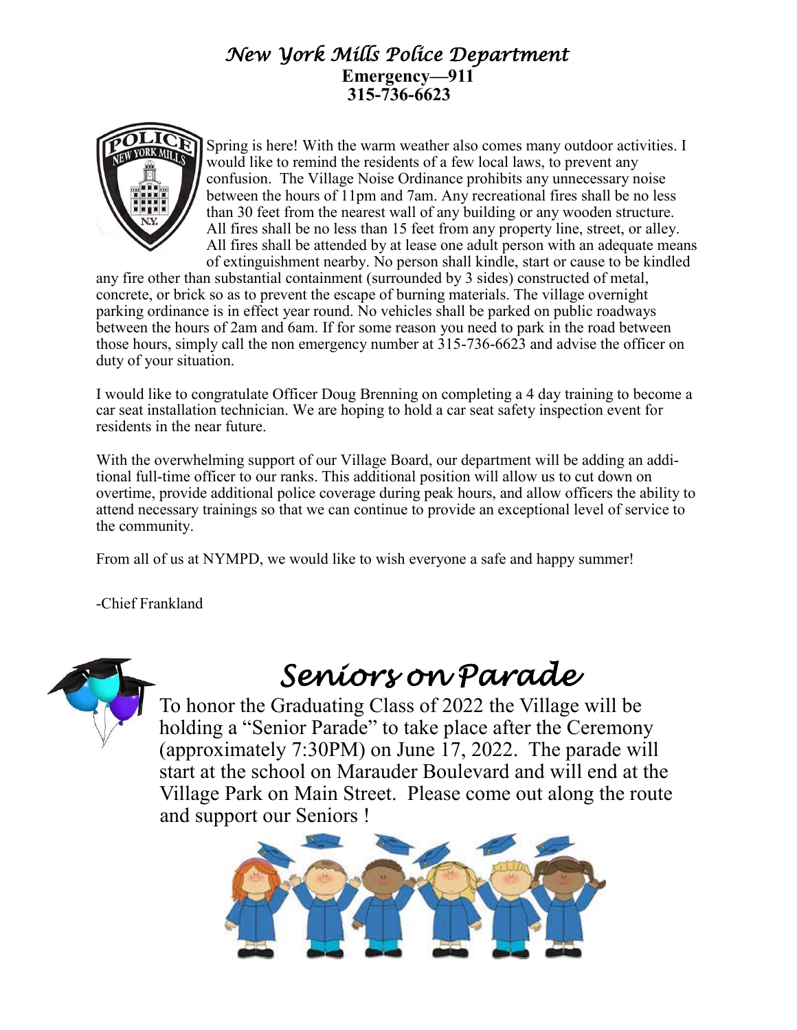# New York Mills Police Department

**Emergency—911**
**315-736-6623**

Spring is here! With the warm weather also comes many outdoor activities. I would like to remind the residents of a few local laws, to prevent any confusion. The Village Noise Ordinance prohibits any unnecessary noise between the hours of 11pm and 7am. Any recreational fires shall be no less than 30 feet from the nearest wall of any building or any wooden structure. All fires shall be no less than 15 feet from any property line, street, or alley. All fires shall be attended by at lease one adult person with an adequate means of extinguishment nearby. No person shall kindle, start or cause to be kindled any fire other than substantial containment (surrounded by 3 sides) constructed of metal, concrete, or brick so as to prevent the escape of burning materials. The village overnight parking ordinance is in effect year round. No vehicles shall be parked on public roadways between the hours of 2am and 6am. If for some reason you need to park in the road between those hours, simply call the non emergency number at 315-736-6623 and advise the officer on duty of your situation.

I would like to congratulate Officer Doug Brenning on completing a 4 day training to become a car seat installation technician. We are hoping to hold a car seat safety inspection event for residents in the near future.

With the overwhelming support of our Village Board, our department will be adding an additional full-time officer to our ranks. This additional position will allow us to cut down on overtime, provide additional police coverage during peak hours, and allow officers the ability to attend necessary trainings so that we can continue to provide an exceptional level of service to the community.

From all of us at NYMPD, we would like to wish everyone a safe and happy summer!

-Chief Frankland

# Seniors on Parade

To honor the Graduating Class of 2022 the Village will be holding a "Senior Parade" to take place after the Ceremony (approximately 7:30PM) on June 17, 2022. The parade will start at the school on Marauder Boulevard and will end at the Village Park on Main Street. Please come out along the route and support our Seniors !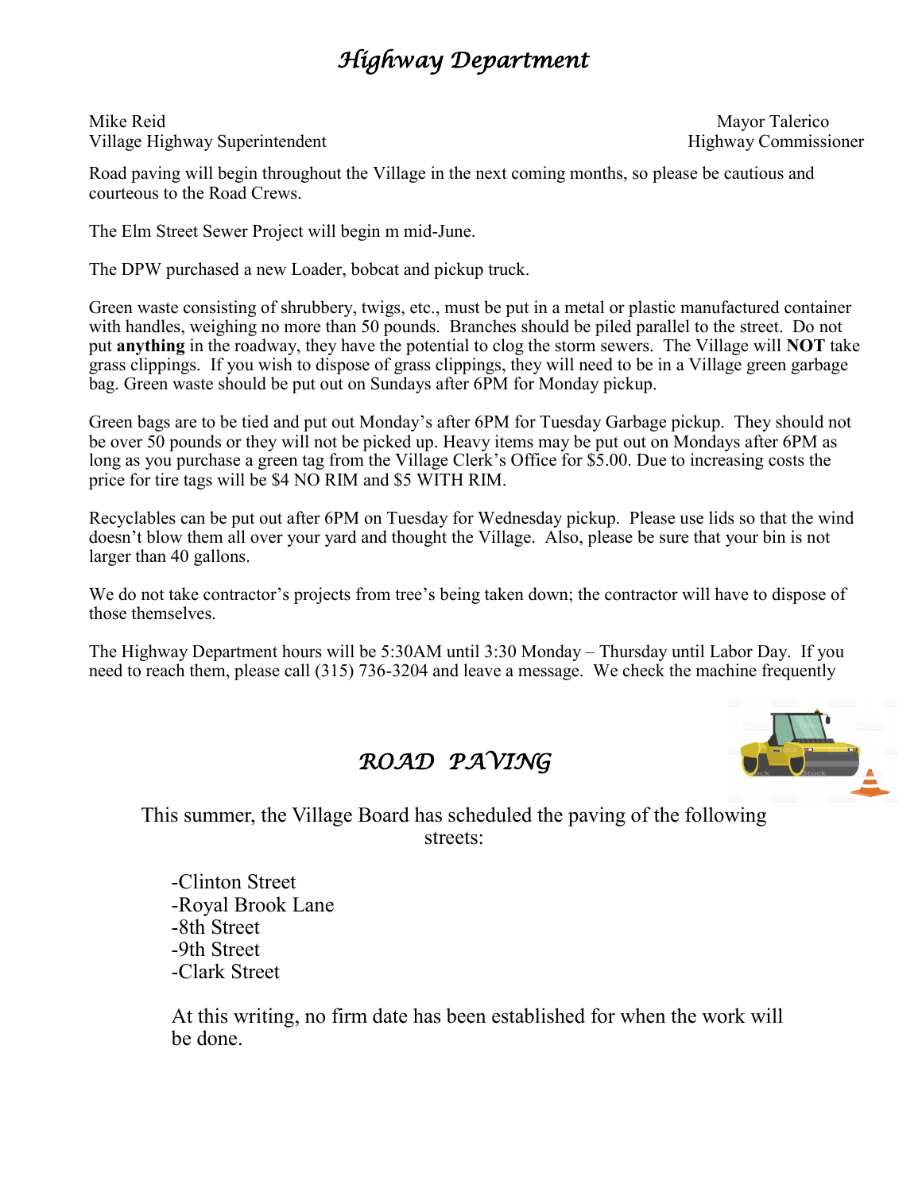# *Highway Department*

Mike Reid
Village Highway Superintendent

Mayor Talerico
Highway Commissioner

Road paving will begin throughout the Village in the next coming months, so please be cautious and courteous to the Road Crews.

The Elm Street Sewer Project will begin m mid-June.

The DPW purchased a new Loader, bobcat and pickup truck.

Green waste consisting of shrubbery, twigs, etc., must be put in a metal or plastic manufactured container with handles, weighing no more than 50 pounds. Branches should be piled parallel to the street. Do not put **anything** in the roadway, they have the potential to clog the storm sewers. The Village will **NOT** take grass clippings. If you wish to dispose of grass clippings, they will need to be in a Village green garbage bag. Green waste should be put out on Sundays after 6PM for Monday pickup.

Green bags are to be tied and put out Monday's after 6PM for Tuesday Garbage pickup. They should not be over 50 pounds or they will not be picked up. Heavy items may be put out on Mondays after 6PM as long as you purchase a green tag from the Village Clerk's Office for $5.00. Due to increasing costs the price for tire tags will be $4 NO RIM and $5 WITH RIM.

Recyclables can be put out after 6PM on Tuesday for Wednesday pickup. Please use lids so that the wind doesn't blow them all over your yard and thought the Village. Also, please be sure that your bin is not larger than 40 gallons.

We do not take contractor's projects from tree's being taken down; the contractor will have to dispose of those themselves.

The Highway Department hours will be 5:30AM until 3:30 Monday – Thursday until Labor Day. If you need to reach them, please call (315) 736-3204 and leave a message. We check the machine frequently

## *ROAD PAVING*

This summer, the Village Board has scheduled the paving of the following streets:

-Clinton Street
-Royal Brook Lane
-8th Street
-9th Street
-Clark Street

At this writing, no firm date has been established for when the work will be done.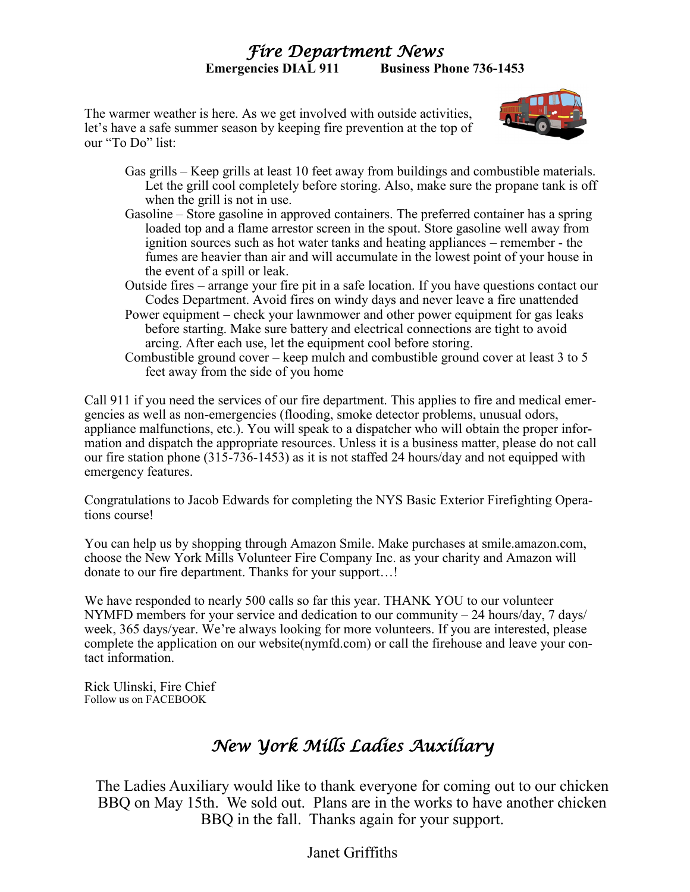# *Fire Department News*

**Emergencies DIAL 911 Business Phone 736-1453**

The warmer weather is here. As we get involved with outside activities, let's have a safe summer season by keeping fire prevention at the top of our "To Do" list:

- Gas grills – Keep grills at least 10 feet away from buildings and combustible materials. Let the grill cool completely before storing. Also, make sure the propane tank is off when the grill is not in use.
- Gasoline – Store gasoline in approved containers. The preferred container has a spring loaded top and a flame arrestor screen in the spout. Store gasoline well away from ignition sources such as hot water tanks and heating appliances – remember - the fumes are heavier than air and will accumulate in the lowest point of your house in the event of a spill or leak.
- Outside fires – arrange your fire pit in a safe location. If you have questions contact our Codes Department. Avoid fires on windy days and never leave a fire unattended
- Power equipment – check your lawnmower and other power equipment for gas leaks before starting. Make sure battery and electrical connections are tight to avoid arcing. After each use, let the equipment cool before storing.
- Combustible ground cover – keep mulch and combustible ground cover at least 3 to 5 feet away from the side of you home

Call 911 if you need the services of our fire department. This applies to fire and medical emergencies as well as non-emergencies (flooding, smoke detector problems, unusual odors, appliance malfunctions, etc.). You will speak to a dispatcher who will obtain the proper information and dispatch the appropriate resources. Unless it is a business matter, please do not call our fire station phone (315-736-1453) as it is not staffed 24 hours/day and not equipped with emergency features.

Congratulations to Jacob Edwards for completing the NYS Basic Exterior Firefighting Operations course!

You can help us by shopping through Amazon Smile. Make purchases at smile.amazon.com, choose the New York Mills Volunteer Fire Company Inc. as your charity and Amazon will donate to our fire department. Thanks for your support…!

We have responded to nearly 500 calls so far this year. THANK YOU to our volunteer NYMFD members for your service and dedication to our community – 24 hours/day, 7 days/week, 365 days/year. We're always looking for more volunteers. If you are interested, please complete the application on our website(nymfd.com) or call the firehouse and leave your contact information.

Rick Ulinski, Fire Chief
Follow us on FACEBOOK

# *New York Mills Ladies Auxiliary*

The Ladies Auxiliary would like to thank everyone for coming out to our chicken BBQ on May 15th. We sold out. Plans are in the works to have another chicken BBQ in the fall. Thanks again for your support.

Janet Griffiths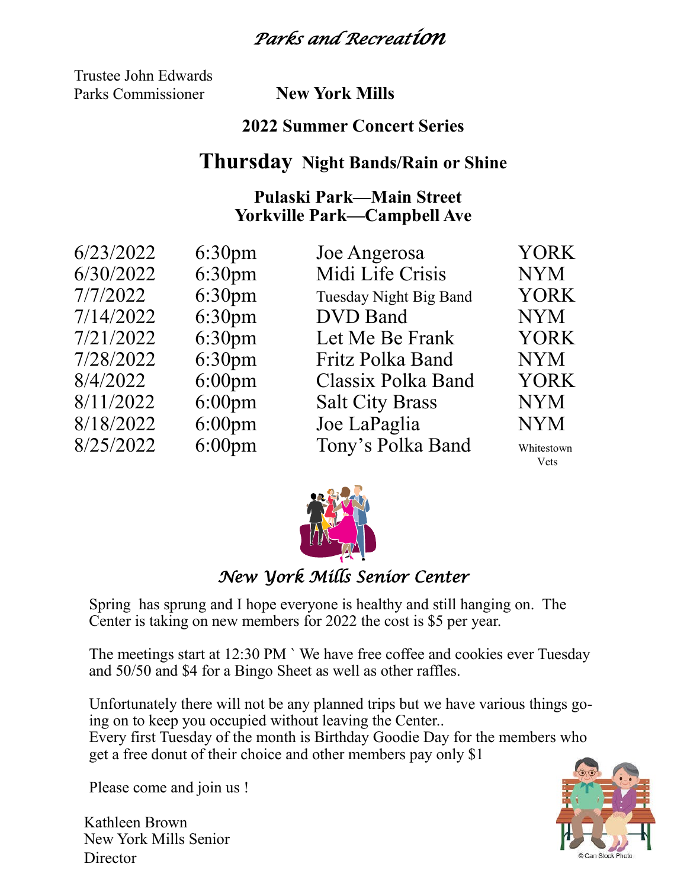# *Parks and Recreation*

Trustee John Edwards
Parks Commissioner

**New York Mills**

**2022 Summer Concert Series**

## **Thursday Night Bands/Rain or Shine**

**Pulaski Park—Main Street**
**Yorkville Park—Campbell Ave**

| Date | Time | Band | Location |
|---|---|---|---|
| 6/23/2022 | 6:30pm | Joe Angerosa | YORK |
| 6/30/2022 | 6:30pm | Midi Life Crisis | NYM |
| 7/7/2022 | 6:30pm | Tuesday Night Big Band | YORK |
| 7/14/2022 | 6:30pm | DVD Band | NYM |
| 7/21/2022 | 6:30pm | Let Me Be Frank | YORK |
| 7/28/2022 | 6:30pm | Fritz Polka Band | NYM |
| 8/4/2022 | 6:00pm | Classix Polka Band | YORK |
| 8/11/2022 | 6:00pm | Salt City Brass | NYM |
| 8/18/2022 | 6:00pm | Joe LaPaglia | NYM |
| 8/25/2022 | 6:00pm | Tony's Polka Band | Whitestown Vets |

## *New York Mills Senior Center*

Spring has sprung and I hope everyone is healthy and still hanging on. The Center is taking on new members for 2022 the cost is $5 per year.

The meetings start at 12:30 PM ` We have free coffee and cookies ever Tuesday and 50/50 and $4 for a Bingo Sheet as well as other raffles.

Unfortunately there will not be any planned trips but we have various things going on to keep you occupied without leaving the Center..
Every first Tuesday of the month is Birthday Goodie Day for the members who get a free donut of their choice and other members pay only $1

Please come and join us !

Kathleen Brown
New York Mills Senior
Director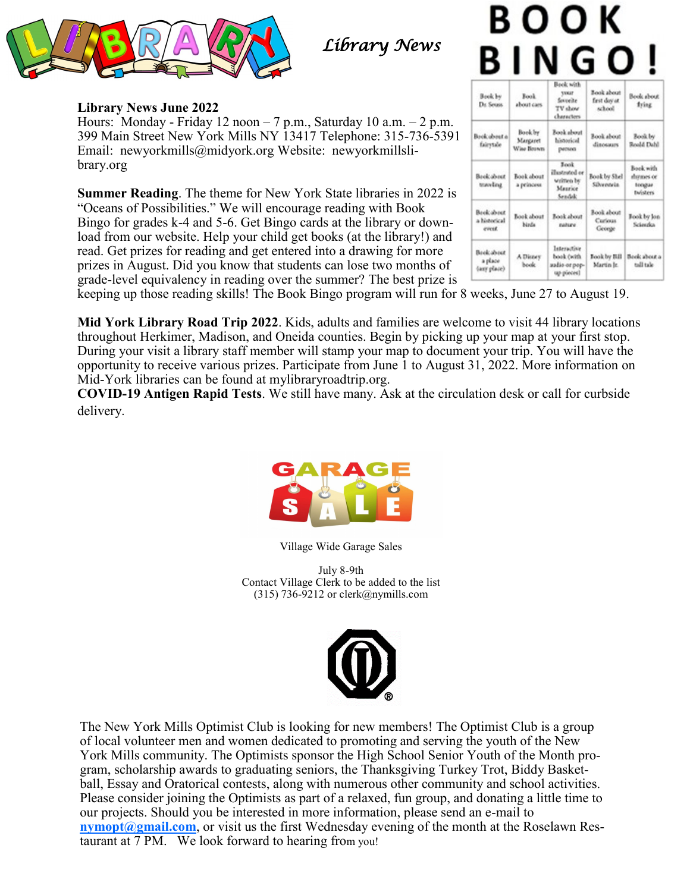*Library News*

# BOOK BINGO!

| Book by Dr. Seuss | Book about cars | Book with your favorite TV show characters | Book about first day at school | Book about flying |
| --- | --- | --- | --- | --- |
| Book about a fairytale | Book by Margaret Wise Brown | Book about historical person | Book about dinosaurs | Book by Roald Dahl |
| Book about traveling | Book about a princess | Book illustrated or written by Maurice Sendak | Book by Shel Silverstein | Book with rhymes or tongue twisters |
| Book about a historical event | Book about birds | Book about nature | Book about Curious George | Book by Jon Scieszka |
| Book about a place (any place) | A Disney book | Interactive book (with audio or pop-up pieces) | Book by Bill Martin Jr. | Book about a tall tale |

**Library News June 2022**
Hours: Monday - Friday 12 noon – 7 p.m., Saturday 10 a.m. – 2 p.m.
399 Main Street New York Mills NY 13417 Telephone: 315-736-5391
Email: newyorkmills@midyork.org Website: newyorkmillslibrary.org

**Summer Reading**. The theme for New York State libraries in 2022 is "Oceans of Possibilities." We will encourage reading with Book Bingo for grades k-4 and 5-6. Get Bingo cards at the library or download from our website. Help your child get books (at the library!) and read. Get prizes for reading and get entered into a drawing for more prizes in August. Did you know that students can lose two months of grade-level equivalency in reading over the summer? The best prize is keeping up those reading skills! The Book Bingo program will run for 8 weeks, June 27 to August 19.

**Mid York Library Road Trip 2022**. Kids, adults and families are welcome to visit 44 library locations throughout Herkimer, Madison, and Oneida counties. Begin by picking up your map at your first stop. During your visit a library staff member will stamp your map to document your trip. You will have the opportunity to receive various prizes. Participate from June 1 to August 31, 2022. More information on Mid-York libraries can be found at mylibraryroadtrip.org.

**COVID-19 Antigen Rapid Tests**. We still have many. Ask at the circulation desk or call for curbside delivery.

GARAGE SALE

Village Wide Garage Sales

July 8-9th
Contact Village Clerk to be added to the list
(315) 736-9212 or clerk@nymills.com

The New York Mills Optimist Club is looking for new members! The Optimist Club is a group of local volunteer men and women dedicated to promoting and serving the youth of the New York Mills community. The Optimists sponsor the High School Senior Youth of the Month program, scholarship awards to graduating seniors, the Thanksgiving Turkey Trot, Biddy Basketball, Essay and Oratorical contests, along with numerous other community and school activities. Please consider joining the Optimists as part of a relaxed, fun group, and donating a little time to our projects. Should you be interested in more information, please send an e-mail to **nymopt@gmail.com**, or visit us the first Wednesday evening of the month at the Roselawn Restaurant at 7 PM. We look forward to hearing from you!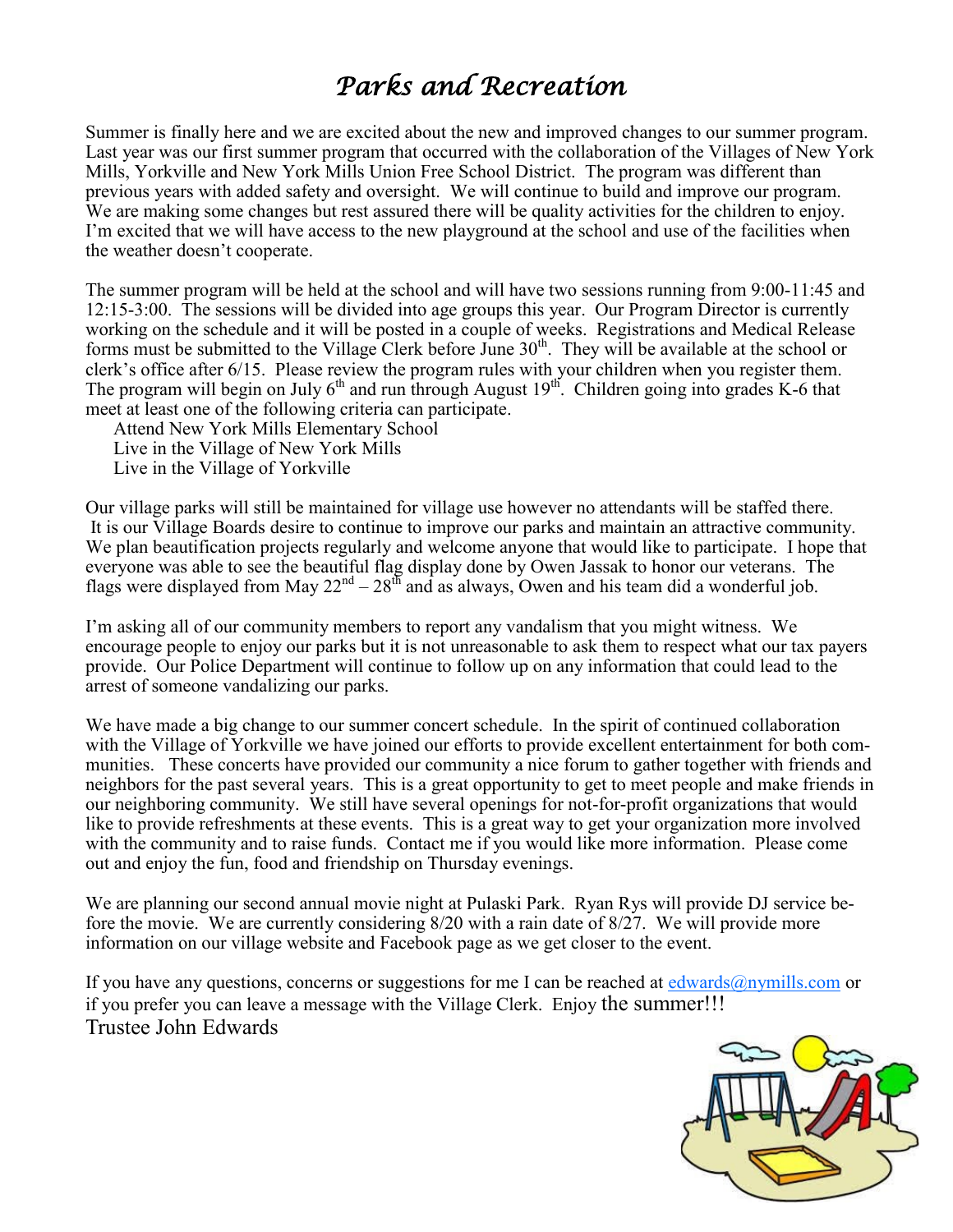# *Parks and Recreation*

Summer is finally here and we are excited about the new and improved changes to our summer program. Last year was our first summer program that occurred with the collaboration of the Villages of New York Mills, Yorkville and New York Mills Union Free School District. The program was different than previous years with added safety and oversight. We will continue to build and improve our program. We are making some changes but rest assured there will be quality activities for the children to enjoy. I'm excited that we will have access to the new playground at the school and use of the facilities when the weather doesn't cooperate.

The summer program will be held at the school and will have two sessions running from 9:00-11:45 and 12:15-3:00. The sessions will be divided into age groups this year. Our Program Director is currently working on the schedule and it will be posted in a couple of weeks. Registrations and Medical Release forms must be submitted to the Village Clerk before June 30th. They will be available at the school or clerk's office after 6/15. Please review the program rules with your children when you register them. The program will begin on July 6th and run through August 19th. Children going into grades K-6 that meet at least one of the following criteria can participate.

Attend New York Mills Elementary School
Live in the Village of New York Mills
Live in the Village of Yorkville

Our village parks will still be maintained for village use however no attendants will be staffed there. It is our Village Boards desire to continue to improve our parks and maintain an attractive community. We plan beautification projects regularly and welcome anyone that would like to participate. I hope that everyone was able to see the beautiful flag display done by Owen Jassak to honor our veterans. The flags were displayed from May 22nd – 28th and as always, Owen and his team did a wonderful job.

I'm asking all of our community members to report any vandalism that you might witness. We encourage people to enjoy our parks but it is not unreasonable to ask them to respect what our tax payers provide. Our Police Department will continue to follow up on any information that could lead to the arrest of someone vandalizing our parks.

We have made a big change to our summer concert schedule. In the spirit of continued collaboration with the Village of Yorkville we have joined our efforts to provide excellent entertainment for both communities. These concerts have provided our community a nice forum to gather together with friends and neighbors for the past several years. This is a great opportunity to get to meet people and make friends in our neighboring community. We still have several openings for not-for-profit organizations that would like to provide refreshments at these events. This is a great way to get your organization more involved with the community and to raise funds. Contact me if you would like more information. Please come out and enjoy the fun, food and friendship on Thursday evenings.

We are planning our second annual movie night at Pulaski Park. Ryan Rys will provide DJ service before the movie. We are currently considering 8/20 with a rain date of 8/27. We will provide more information on our village website and Facebook page as we get closer to the event.

If you have any questions, concerns or suggestions for me I can be reached at edwards@nymills.com or if you prefer you can leave a message with the Village Clerk. Enjoy the summer!!!
Trustee John Edwards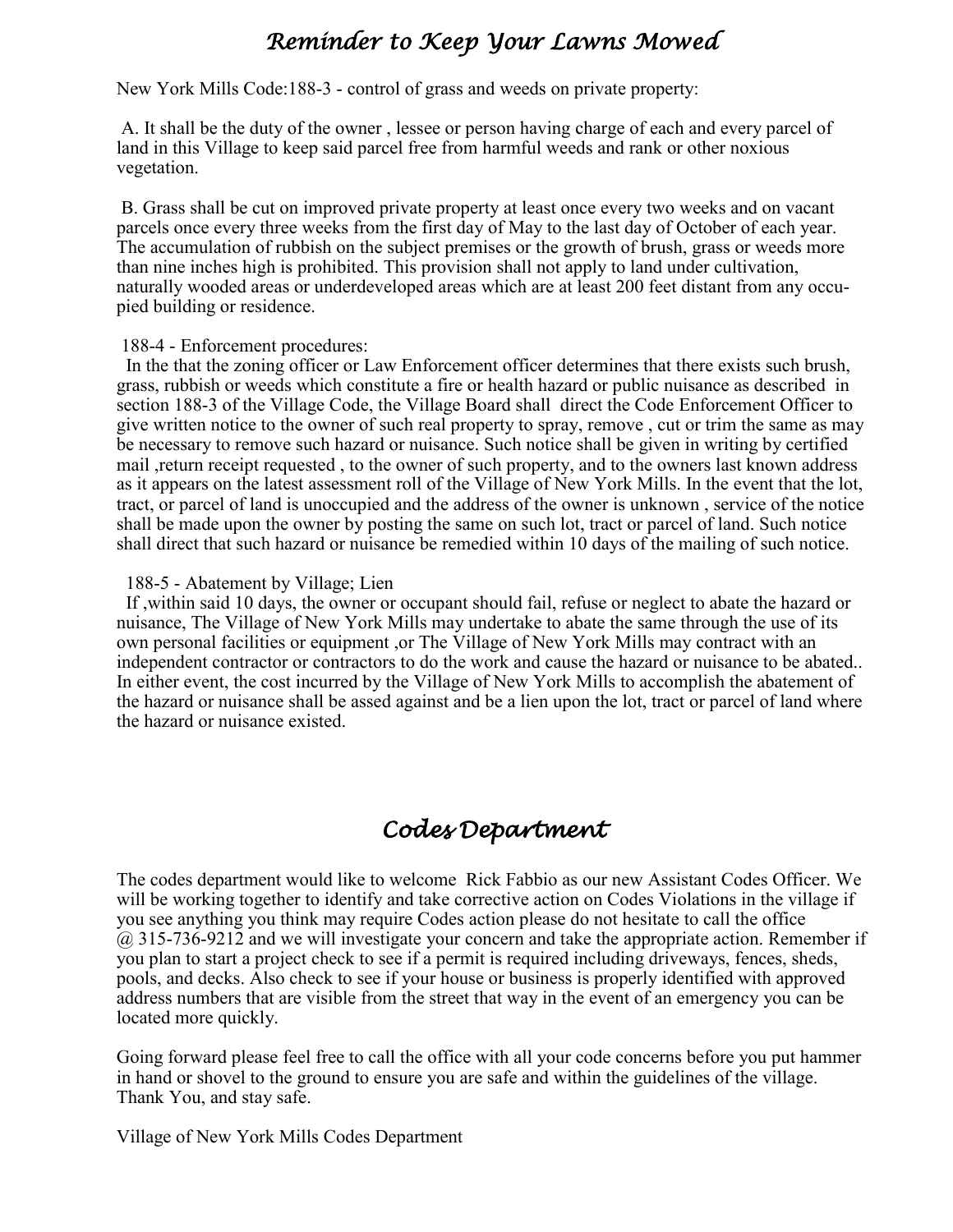# *Reminder to Keep Your Lawns Mowed*

New York Mills Code:188-3 - control of grass and weeds on private property:

A. It shall be the duty of the owner , lessee or person having charge of each and every parcel of land in this Village to keep said parcel free from harmful weeds and rank or other noxious vegetation.

B. Grass shall be cut on improved private property at least once every two weeks and on vacant parcels once every three weeks from the first day of May to the last day of October of each year. The accumulation of rubbish on the subject premises or the growth of brush, grass or weeds more than nine inches high is prohibited. This provision shall not apply to land under cultivation, naturally wooded areas or underdeveloped areas which are at least 200 feet distant from any occupied building or residence.

188-4 - Enforcement procedures:

In the that the zoning officer or Law Enforcement officer determines that there exists such brush, grass, rubbish or weeds which constitute a fire or health hazard or public nuisance as described in section 188-3 of the Village Code, the Village Board shall direct the Code Enforcement Officer to give written notice to the owner of such real property to spray, remove , cut or trim the same as may be necessary to remove such hazard or nuisance. Such notice shall be given in writing by certified mail ,return receipt requested , to the owner of such property, and to the owners last known address as it appears on the latest assessment roll of the Village of New York Mills. In the event that the lot, tract, or parcel of land is unoccupied and the address of the owner is unknown , service of the notice shall be made upon the owner by posting the same on such lot, tract or parcel of land. Such notice shall direct that such hazard or nuisance be remedied within 10 days of the mailing of such notice.

188-5 - Abatement by Village; Lien

If ,within said 10 days, the owner or occupant should fail, refuse or neglect to abate the hazard or nuisance, The Village of New York Mills may undertake to abate the same through the use of its own personal facilities or equipment ,or The Village of New York Mills may contract with an independent contractor or contractors to do the work and cause the hazard or nuisance to be abated.. In either event, the cost incurred by the Village of New York Mills to accomplish the abatement of the hazard or nuisance shall be assed against and be a lien upon the lot, tract or parcel of land where the hazard or nuisance existed.

# *Codes Department*

The codes department would like to welcome Rick Fabbio as our new Assistant Codes Officer. We will be working together to identify and take corrective action on Codes Violations in the village if you see anything you think may require Codes action please do not hesitate to call the office @ 315-736-9212 and we will investigate your concern and take the appropriate action. Remember if you plan to start a project check to see if a permit is required including driveways, fences, sheds, pools, and decks. Also check to see if your house or business is properly identified with approved address numbers that are visible from the street that way in the event of an emergency you can be located more quickly.

Going forward please feel free to call the office with all your code concerns before you put hammer in hand or shovel to the ground to ensure you are safe and within the guidelines of the village. Thank You, and stay safe.

Village of New York Mills Codes Department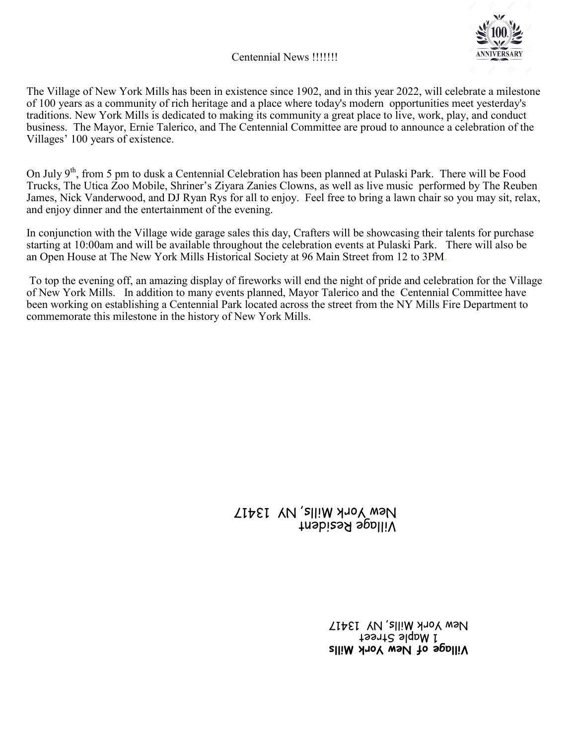Centennial News !!!!!!!

The Village of New York Mills has been in existence since 1902, and in this year 2022, will celebrate a milestone of 100 years as a community of rich heritage and a place where today's modern opportunities meet yesterday's traditions. New York Mills is dedicated to making its community a great place to live, work, play, and conduct business. The Mayor, Ernie Talerico, and The Centennial Committee are proud to announce a celebration of the Villages' 100 years of existence.

On July 9th, from 5 pm to dusk a Centennial Celebration has been planned at Pulaski Park. There will be Food Trucks, The Utica Zoo Mobile, Shriner's Ziyara Zanies Clowns, as well as live music performed by The Reuben James, Nick Vanderwood, and DJ Ryan Rys for all to enjoy. Feel free to bring a lawn chair so you may sit, relax, and enjoy dinner and the entertainment of the evening.

In conjunction with the Village wide garage sales this day, Crafters will be showcasing their talents for purchase starting at 10:00am and will be available throughout the celebration events at Pulaski Park. There will also be an Open House at The New York Mills Historical Society at 96 Main Street from 12 to 3PM.

To top the evening off, an amazing display of fireworks will end the night of pride and celebration for the Village of New York Mills. In addition to many events planned, Mayor Talerico and the Centennial Committee have been working on establishing a Centennial Park located across the street from the NY Mills Fire Department to commemorate this milestone in the history of New York Mills.

Village Resident
New York Mills, NY 13417

**Village of New York Mills**
1 Maple Street
New York Mills, NY 13417